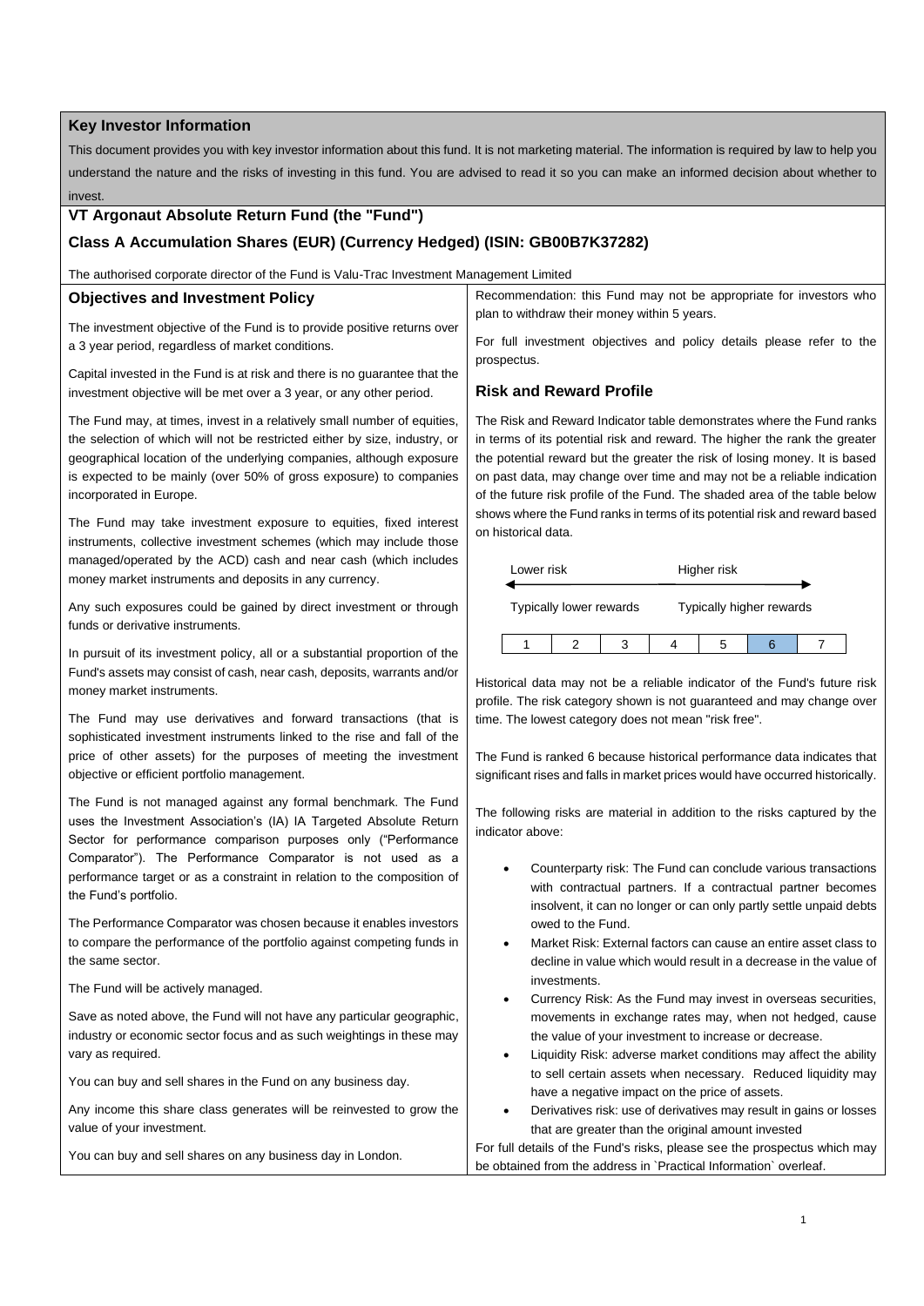# Key Investor Information

This document provides you with key investor information about this fund. It is not marketing material. The information is required by law to help you understand the nature and the risks of investing in this fund. You are advised to read it so you can make an informed decision about whether to invest.

## VT Argonaut Absolute Return Fund (the "Fund")

## Class A Accumulation Shares (EUR) (Currency Hedged) (ISIN: GB00B7K37282)

The authorised corporate director of the Fund is Valu-Trac Investment Management Limited

## Objectives and Investment Policy

The investment objective of the Fund is to provide positive returns over a 3 year period, regardless of market conditions.

Capital invested in the Fund is at risk and there is no guarantee that the investment objective will be met over a 3 year, or any other period.

The Fund may, at times, invest in a relatively small number of equities, the selection of which will not be restricted either by size, industry, or geographical location of the underlying companies, although exposure is expected to be mainly (over 50% of gross exposure) to companies incorporated in Europe.

The Fund may take investment exposure to equities, fixed interest instruments, collective investment schemes (which may include those managed/operated by the ACD) cash and near cash (which includes money market instruments and deposits in any currency.

Any such exposures could be gained by direct investment or through funds or derivative instruments.

In pursuit of its investment policy, all or a substantial proportion of the Fund's assets may consist of cash, near cash, deposits, warrants and/or money market instruments.

The Fund may use derivatives and forward transactions (that is sophisticated investment instruments linked to the rise and fall of the price of other assets) for the purposes of meeting the investment objective or efficient portfolio management.

The Fund is not managed against any formal benchmark. The Fund uses the Investment Association's (IA) IA Targeted Absolute Return Sector for performance comparison purposes only ("Performance Comparator"). The Performance Comparator is not used as a performance target or as a constraint in relation to the composition of the Fund's portfolio.

The Performance Comparator was chosen because it enables investors to compare the performance of the portfolio against competing funds in the same sector.

The Fund will be actively managed.

Save as noted above, the Fund will not have any particular geographic, industry or economic sector focus and as such weightings in these may vary as required.

You can buy and sell shares in the Fund on any business day.

Any income this share class generates will be reinvested to grow the value of your investment.

You can buy and sell shares on any business day in London.

Recommendation: this Fund may not be appropriate for investors who plan to withdraw their money within 5 years.

For full investment objectives and policy details please refer to the prospectus.

## Risk and Reward Profile

The Risk and Reward Indicator table demonstrates where the Fund ranks in terms of its potential risk and reward. The higher the rank the greater the potential reward but the greater the risk of losing money. It is based on past data, may change over time and may not be a reliable indication of the future risk profile of the Fund. The shaded area of the table below shows where the Fund ranks in terms of its potential risk and reward based on historical data.

| Lower risk | | | | Higher risk | | |
|---|---|---|---|---|---|---|
| Typically lower rewards | | | | Typically higher rewards | | |
| 1 | 2 | 3 | 4 | 5 | **6** | 7 |

Historical data may not be a reliable indicator of the Fund's future risk profile. The risk category shown is not guaranteed and may change over time. The lowest category does not mean "risk free".

The Fund is ranked 6 because historical performance data indicates that significant rises and falls in market prices would have occurred historically.

The following risks are material in addition to the risks captured by the indicator above:

- Counterparty risk: The Fund can conclude various transactions with contractual partners. If a contractual partner becomes insolvent, it can no longer or can only partly settle unpaid debts owed to the Fund.
- Market Risk: External factors can cause an entire asset class to decline in value which would result in a decrease in the value of investments.
- Currency Risk: As the Fund may invest in overseas securities, movements in exchange rates may, when not hedged, cause the value of your investment to increase or decrease.
- Liquidity Risk: adverse market conditions may affect the ability to sell certain assets when necessary. Reduced liquidity may have a negative impact on the price of assets.
- Derivatives risk: use of derivatives may result in gains or losses that are greater than the original amount invested

For full details of the Fund's risks, please see the prospectus which may be obtained from the address in `Practical Information` overleaf.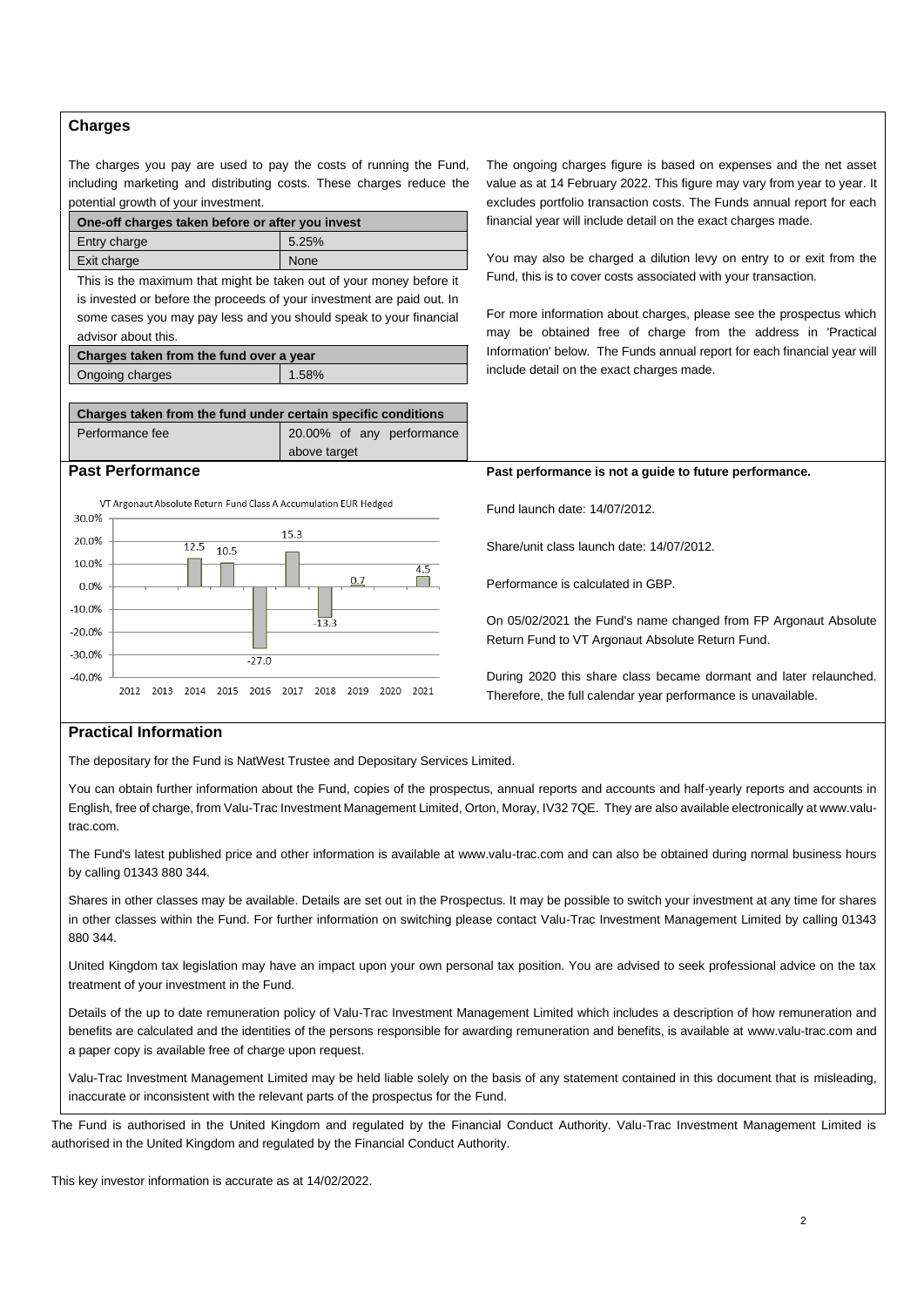## Charges

The charges you pay are used to pay the costs of running the Fund, including marketing and distributing costs. These charges reduce the potential growth of your investment.

| One-off charges taken before or after you invest | |
|---|---|
| Entry charge | 5.25% |
| Exit charge | None |

This is the maximum that might be taken out of your money before it is invested or before the proceeds of your investment are paid out. In some cases you may pay less and you should speak to your financial advisor about this.

| Charges taken from the fund over a year | |
|---|---|
| Ongoing charges | 1.58% |

| Charges taken from the fund under certain specific conditions | |
|---|---|
| Performance fee | 20.00% of any performance above target |

The ongoing charges figure is based on expenses and the net asset value as at 14 February 2022. This figure may vary from year to year. It excludes portfolio transaction costs. The Funds annual report for each financial year will include detail on the exact charges made.

You may also be charged a dilution levy on entry to or exit from the Fund, this is to cover costs associated with your transaction.

For more information about charges, please see the prospectus which may be obtained free of charge from the address in 'Practical Information' below. The Funds annual report for each financial year will include detail on the exact charges made.

## Past Performance

VT Argonaut Absolute Return Fund Class A Accumulation EUR Hedged

30.0%
20.0%
10.0%
0.0%
-10.0%
-20.0%
-30.0%
-40.0%

2012 2013 2014 2015 2016 2017 2018 2019 2020 2021

12.5
10.5
-27.0
15.3
-13.3
0.7
4.5

**Past performance is not a guide to future performance.**

Fund launch date: 14/07/2012.

Share/unit class launch date: 14/07/2012.

Performance is calculated in GBP.

On 05/02/2021 the Fund's name changed from FP Argonaut Absolute Return Fund to VT Argonaut Absolute Return Fund.

During 2020 this share class became dormant and later relaunched. Therefore, the full calendar year performance is unavailable.

## Practical Information

The depositary for the Fund is NatWest Trustee and Depositary Services Limited.

You can obtain further information about the Fund, copies of the prospectus, annual reports and accounts and half-yearly reports and accounts in English, free of charge, from Valu-Trac Investment Management Limited, Orton, Moray, IV32 7QE. They are also available electronically at www.valu-trac.com.

The Fund's latest published price and other information is available at www.valu-trac.com and can also be obtained during normal business hours by calling 01343 880 344.

Shares in other classes may be available. Details are set out in the Prospectus. It may be possible to switch your investment at any time for shares in other classes within the Fund. For further information on switching please contact Valu-Trac Investment Management Limited by calling 01343 880 344.

United Kingdom tax legislation may have an impact upon your own personal tax position. You are advised to seek professional advice on the tax treatment of your investment in the Fund.

Details of the up to date remuneration policy of Valu-Trac Investment Management Limited which includes a description of how remuneration and benefits are calculated and the identities of the persons responsible for awarding remuneration and benefits, is available at www.valu-trac.com and a paper copy is available free of charge upon request.

Valu-Trac Investment Management Limited may be held liable solely on the basis of any statement contained in this document that is misleading, inaccurate or inconsistent with the relevant parts of the prospectus for the Fund.

The Fund is authorised in the United Kingdom and regulated by the Financial Conduct Authority. Valu-Trac Investment Management Limited is authorised in the United Kingdom and regulated by the Financial Conduct Authority.

This key investor information is accurate as at 14/02/2022.